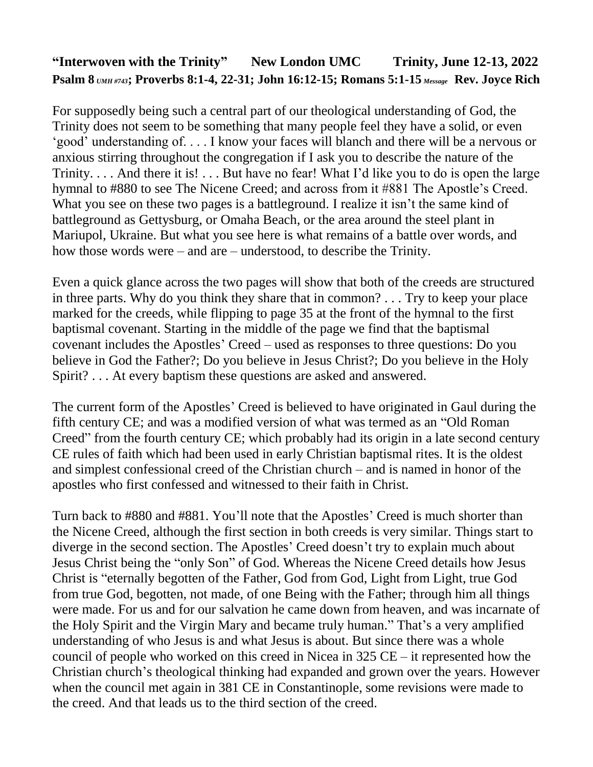**"Interwoven with the Trinity"  New London UMC  Trinity, June 12-13, 2022**
**Psalm 8** *UMH #743*; **Proverbs 8:1-4, 22-31; John 16:12-15; Romans 5:1-15** *Message* **Rev. Joyce Rich**

For supposedly being such a central part of our theological understanding of God, the Trinity does not seem to be something that many people feel they have a solid, or even 'good' understanding of. . . . I know your faces will blanch and there will be a nervous or anxious stirring throughout the congregation if I ask you to describe the nature of the Trinity. . . . And there it is! . . . But have no fear! What I'd like you to do is open the large hymnal to #880 to see The Nicene Creed; and across from it #881 The Apostle's Creed. What you see on these two pages is a battleground. I realize it isn't the same kind of battleground as Gettysburg, or Omaha Beach, or the area around the steel plant in Mariupol, Ukraine. But what you see here is what remains of a battle over words, and how those words were – and are – understood, to describe the Trinity.

Even a quick glance across the two pages will show that both of the creeds are structured in three parts. Why do you think they share that in common? . . . Try to keep your place marked for the creeds, while flipping to page 35 at the front of the hymnal to the first baptismal covenant. Starting in the middle of the page we find that the baptismal covenant includes the Apostles' Creed – used as responses to three questions: Do you believe in God the Father?; Do you believe in Jesus Christ?; Do you believe in the Holy Spirit? . . . At every baptism these questions are asked and answered.

The current form of the Apostles' Creed is believed to have originated in Gaul during the fifth century CE; and was a modified version of what was termed as an "Old Roman Creed" from the fourth century CE; which probably had its origin in a late second century CE rules of faith which had been used in early Christian baptismal rites. It is the oldest and simplest confessional creed of the Christian church – and is named in honor of the apostles who first confessed and witnessed to their faith in Christ.

Turn back to #880 and #881. You'll note that the Apostles' Creed is much shorter than the Nicene Creed, although the first section in both creeds is very similar. Things start to diverge in the second section. The Apostles' Creed doesn't try to explain much about Jesus Christ being the "only Son" of God. Whereas the Nicene Creed details how Jesus Christ is "eternally begotten of the Father, God from God, Light from Light, true God from true God, begotten, not made, of one Being with the Father; through him all things were made. For us and for our salvation he came down from heaven, and was incarnate of the Holy Spirit and the Virgin Mary and became truly human." That's a very amplified understanding of who Jesus is and what Jesus is about. But since there was a whole council of people who worked on this creed in Nicea in 325 CE – it represented how the Christian church's theological thinking had expanded and grown over the years. However when the council met again in 381 CE in Constantinople, some revisions were made to the creed. And that leads us to the third section of the creed.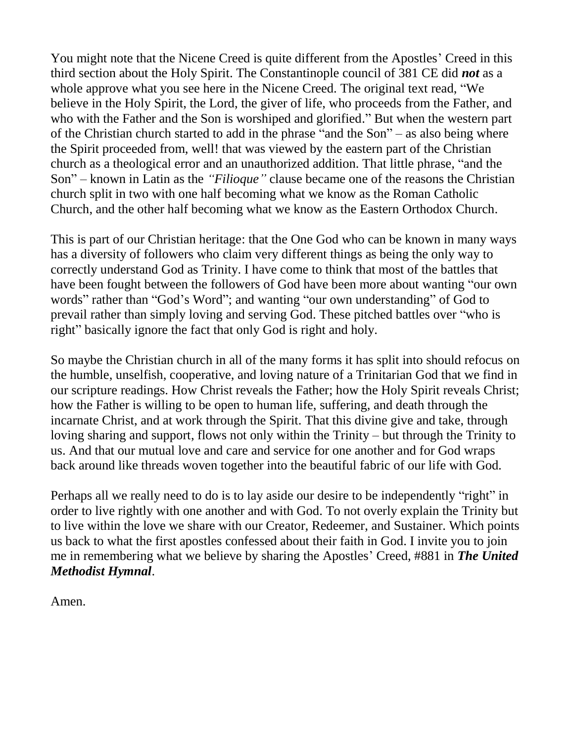You might note that the Nicene Creed is quite different from the Apostles' Creed in this third section about the Holy Spirit. The Constantinople council of 381 CE did ***not*** as a whole approve what you see here in the Nicene Creed. The original text read, "We believe in the Holy Spirit, the Lord, the giver of life, who proceeds from the Father, and who with the Father and the Son is worshiped and glorified." But when the western part of the Christian church started to add in the phrase "and the Son" – as also being where the Spirit proceeded from, well! that was viewed by the eastern part of the Christian church as a theological error and an unauthorized addition. That little phrase, "and the Son" – known in Latin as the *"Filioque"* clause became one of the reasons the Christian church split in two with one half becoming what we know as the Roman Catholic Church, and the other half becoming what we know as the Eastern Orthodox Church.

This is part of our Christian heritage: that the One God who can be known in many ways has a diversity of followers who claim very different things as being the only way to correctly understand God as Trinity. I have come to think that most of the battles that have been fought between the followers of God have been more about wanting "our own words" rather than "God's Word"; and wanting "our own understanding" of God to prevail rather than simply loving and serving God. These pitched battles over "who is right" basically ignore the fact that only God is right and holy.

So maybe the Christian church in all of the many forms it has split into should refocus on the humble, unselfish, cooperative, and loving nature of a Trinitarian God that we find in our scripture readings. How Christ reveals the Father; how the Holy Spirit reveals Christ; how the Father is willing to be open to human life, suffering, and death through the incarnate Christ, and at work through the Spirit. That this divine give and take, through loving sharing and support, flows not only within the Trinity – but through the Trinity to us. And that our mutual love and care and service for one another and for God wraps back around like threads woven together into the beautiful fabric of our life with God.

Perhaps all we really need to do is to lay aside our desire to be independently "right" in order to live rightly with one another and with God. To not overly explain the Trinity but to live within the love we share with our Creator, Redeemer, and Sustainer. Which points us back to what the first apostles confessed about their faith in God. I invite you to join me in remembering what we believe by sharing the Apostles' Creed, #881 in ***The United Methodist Hymnal***.

Amen.